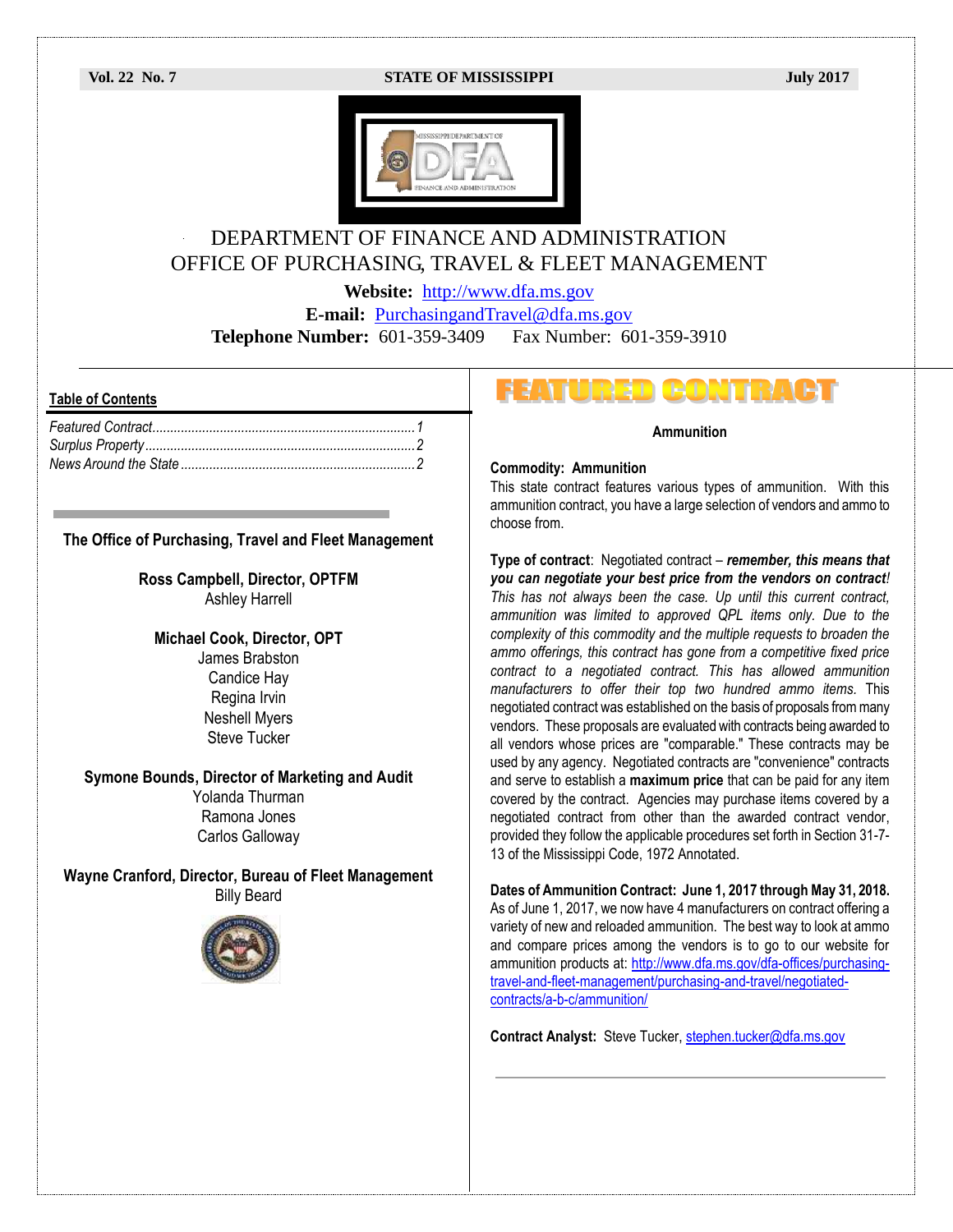Vol. 22 No. 7 **STATE OF MISSISSIPPI** July 2017

# DEPARTMENT OF FINANCE AND ADMINISTRATION
## OFFICE OF PURCHASING, TRAVEL & FLEET MANAGEMENT

**Website:** http://www.dfa.ms.gov
**E-mail:** PurchasingandTravel@dfa.ms.gov
**Telephone Number:** 601-359-3409 Fax Number: 601-359-3910

**Table of Contents**

*Featured Contract..........................................................................1*
*Surplus Property............................................................................2*
*News Around the State...................................................................2*

**The Office of Purchasing, Travel and Fleet Management**

**Ross Campbell, Director, OPTFM**
Ashley Harrell

**Michael Cook, Director, OPT**
James Brabston
Candice Hay
Regina Irvin
Neshell Myers
Steve Tucker

**Symone Bounds, Director of Marketing and Audit**
Yolanda Thurman
Ramona Jones
Carlos Galloway

**Wayne Cranford, Director, Bureau of Fleet Management**
Billy Beard

# FEATURED CONTRACT

**Ammunition**

**Commodity: Ammunition**
This state contract features various types of ammunition. With this ammunition contract, you have a large selection of vendors and ammo to choose from.

**Type of contract**: Negotiated contract – ***remember, this means that you can negotiate your best price from the vendors on contract!*** *This has not always been the case. Up until this current contract, ammunition was limited to approved QPL items only. Due to the complexity of this commodity and the multiple requests to broaden the ammo offerings, this contract has gone from a competitive fixed price contract to a negotiated contract. This has allowed ammunition manufacturers to offer their top two hundred ammo items.* This negotiated contract was established on the basis of proposals from many vendors. These proposals are evaluated with contracts being awarded to all vendors whose prices are "comparable." These contracts may be used by any agency. Negotiated contracts are "convenience" contracts and serve to establish a **maximum price** that can be paid for any item covered by the contract. Agencies may purchase items covered by a negotiated contract from other than the awarded contract vendor, provided they follow the applicable procedures set forth in Section 31-7-13 of the Mississippi Code, 1972 Annotated.

**Dates of Ammunition Contract: June 1, 2017 through May 31, 2018.**
As of June 1, 2017, we now have 4 manufacturers on contract offering a variety of new and reloaded ammunition. The best way to look at ammo and compare prices among the vendors is to go to our website for ammunition products at: http://www.dfa.ms.gov/dfa-offices/purchasing-travel-and-fleet-management/purchasing-and-travel/negotiated-contracts/a-b-c/ammunition/

**Contract Analyst:** Steve Tucker, stephen.tucker@dfa.ms.gov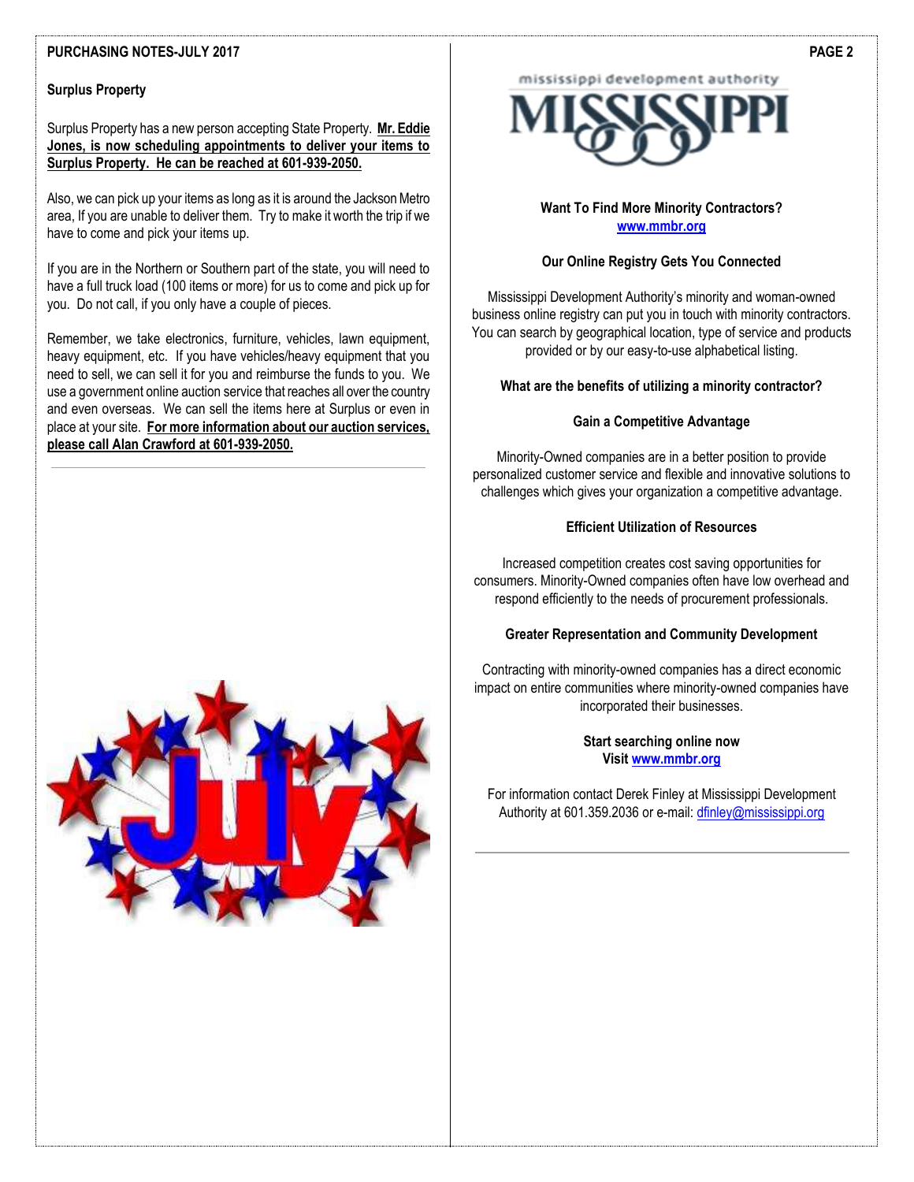## Surplus Property

Surplus Property has a new person accepting State Property. **Mr. Eddie Jones, is now scheduling appointments to deliver your items to Surplus Property. He can be reached at 601-939-2050.**

Also, we can pick up your items as long as it is around the Jackson Metro area, If you are unable to deliver them. Try to make it worth the trip if we have to come and pick your items up.

If you are in the Northern or Southern part of the state, you will need to have a full truck load (100 items or more) for us to come and pick up for you. Do not call, if you only have a couple of pieces.

Remember, we take electronics, furniture, vehicles, lawn equipment, heavy equipment, etc. If you have vehicles/heavy equipment that you need to sell, we can sell it for you and reimburse the funds to you. We use a government online auction service that reaches all over the country and even overseas. We can sell the items here at Surplus or even in place at your site. **For more information about our auction services, please call Alan Crawford at 601-939-2050.**

---

mississippi development authority

MISSISSIPPI

**Want To Find More Minority Contractors?**
**www.mmbr.org**

**Our Online Registry Gets You Connected**

Mississippi Development Authority's minority and woman-owned business online registry can put you in touch with minority contractors. You can search by geographical location, type of service and products provided or by our easy-to-use alphabetical listing.

**What are the benefits of utilizing a minority contractor?**

**Gain a Competitive Advantage**

Minority-Owned companies are in a better position to provide personalized customer service and flexible and innovative solutions to challenges which gives your organization a competitive advantage.

**Efficient Utilization of Resources**

Increased competition creates cost saving opportunities for consumers. Minority-Owned companies often have low overhead and respond efficiently to the needs of procurement professionals.

**Greater Representation and Community Development**

Contracting with minority-owned companies has a direct economic impact on entire communities where minority-owned companies have incorporated their businesses.

**Start searching online now**
**Visit www.mmbr.org**

For information contact Derek Finley at Mississippi Development Authority at 601.359.2036 or e-mail: dfinley@mississippi.org